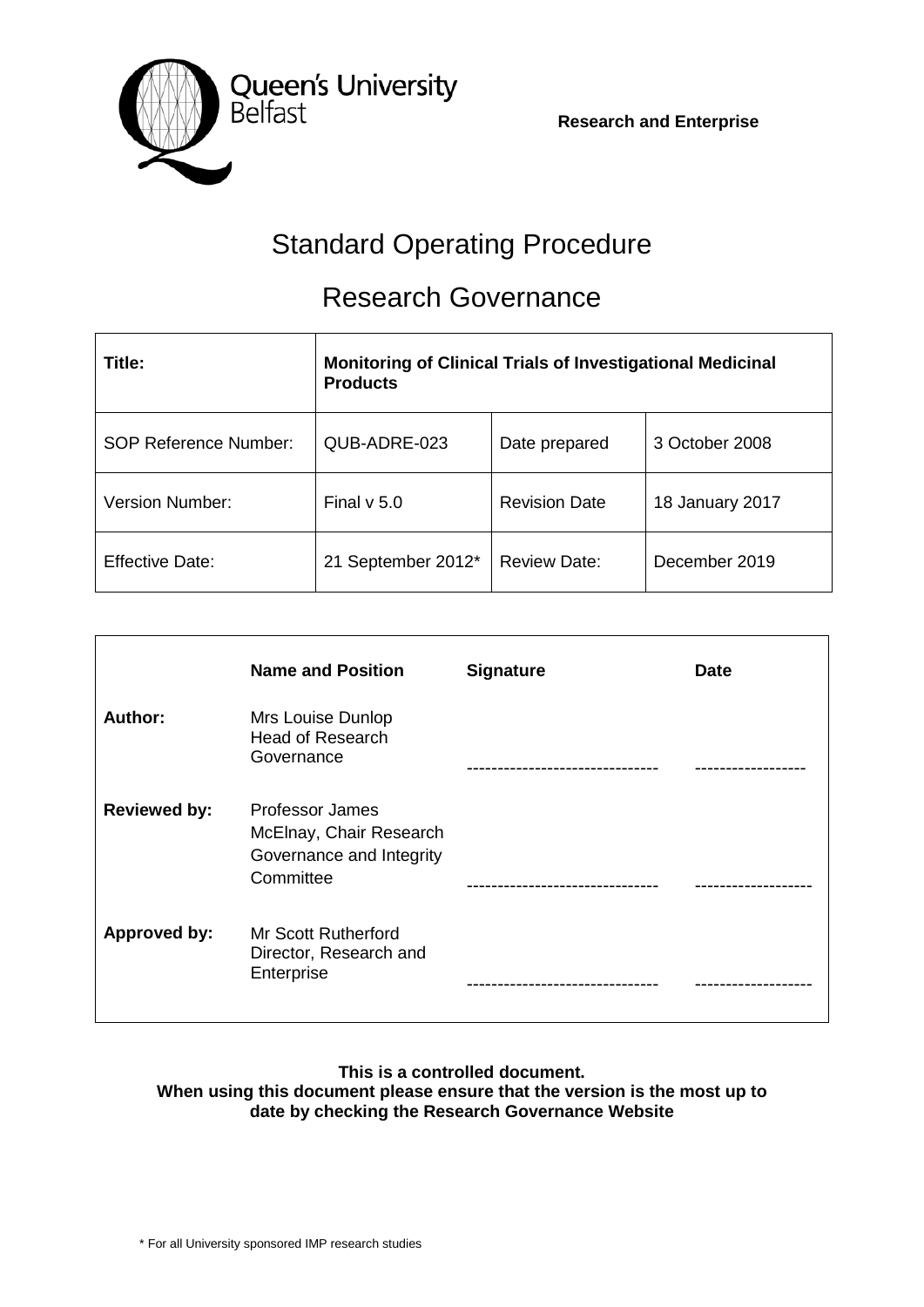Queen's University Belfast

**Research and Enterprise**

# Standard Operating Procedure

# Research Governance

| **Title:** | **Monitoring of Clinical Trials of Investigational Medicinal Products** | | |
|---|---|---|---|
| SOP Reference Number: | QUB-ADRE-023 | Date prepared | 3 October 2008 |
| Version Number: | Final v 5.0 | Revision Date | 18 January 2017 |
| Effective Date: | 21 September 2012* | Review Date: | December 2019 |

| | **Name and Position** | **Signature** | **Date** |
|---|---|---|---|
| **Author:** | Mrs Louise Dunlop Head of Research Governance | ------------------------------- | ------------------ |
| **Reviewed by:** | Professor James McElnay, Chair Research Governance and Integrity Committee | ------------------------------- | ------------------- |
| **Approved by:** | Mr Scott Rutherford Director, Research and Enterprise | ------------------------------- | ------------------- |

**This is a controlled document.**
**When using this document please ensure that the version is the most up to date by checking the Research Governance Website**

\* For all University sponsored IMP research studies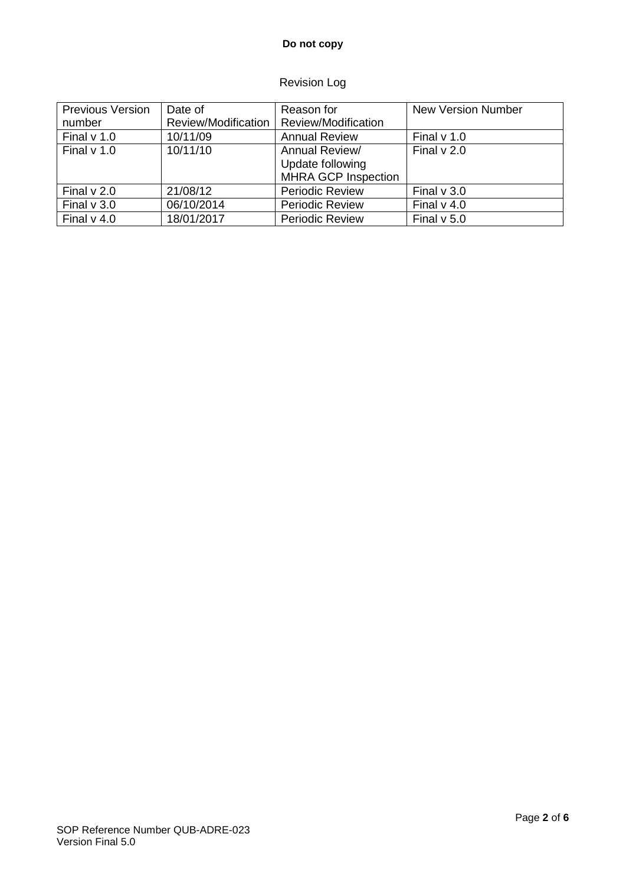**Do not copy**

Revision Log

| Previous Version number | Date of Review/Modification | Reason for Review/Modification | New Version Number |
|---|---|---|---|
| Final v 1.0 | 10/11/09 | Annual Review | Final v 1.0 |
| Final v 1.0 | 10/11/10 | Annual Review/ Update following MHRA GCP Inspection | Final v 2.0 |
| Final v 2.0 | 21/08/12 | Periodic Review | Final v 3.0 |
| Final v 3.0 | 06/10/2014 | Periodic Review | Final v 4.0 |
| Final v 4.0 | 18/01/2017 | Periodic Review | Final v 5.0 |

SOP Reference Number QUB-ADRE-023
Version Final 5.0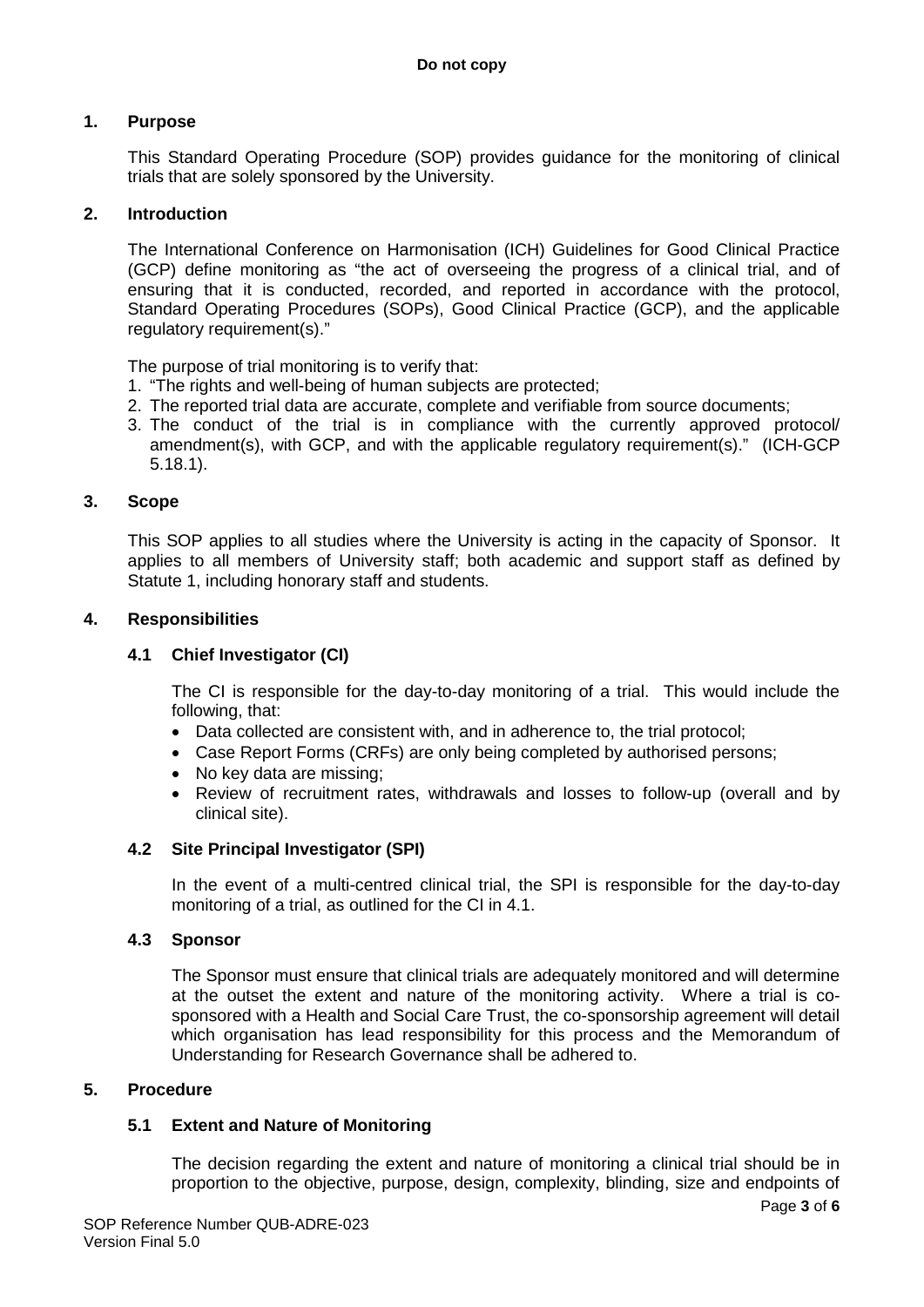## 1. Purpose

This Standard Operating Procedure (SOP) provides guidance for the monitoring of clinical trials that are solely sponsored by the University.

## 2. Introduction

The International Conference on Harmonisation (ICH) Guidelines for Good Clinical Practice (GCP) define monitoring as "the act of overseeing the progress of a clinical trial, and of ensuring that it is conducted, recorded, and reported in accordance with the protocol, Standard Operating Procedures (SOPs), Good Clinical Practice (GCP), and the applicable regulatory requirement(s)."

The purpose of trial monitoring is to verify that:

1. "The rights and well-being of human subjects are protected;
2. The reported trial data are accurate, complete and verifiable from source documents;
3. The conduct of the trial is in compliance with the currently approved protocol/ amendment(s), with GCP, and with the applicable regulatory requirement(s)." (ICH-GCP 5.18.1).

## 3. Scope

This SOP applies to all studies where the University is acting in the capacity of Sponsor. It applies to all members of University staff; both academic and support staff as defined by Statute 1, including honorary staff and students.

## 4. Responsibilities

### 4.1 Chief Investigator (CI)

The CI is responsible for the day-to-day monitoring of a trial. This would include the following, that:

- Data collected are consistent with, and in adherence to, the trial protocol;
- Case Report Forms (CRFs) are only being completed by authorised persons;
- No key data are missing;
- Review of recruitment rates, withdrawals and losses to follow-up (overall and by clinical site).

### 4.2 Site Principal Investigator (SPI)

In the event of a multi-centred clinical trial, the SPI is responsible for the day-to-day monitoring of a trial, as outlined for the CI in 4.1.

### 4.3 Sponsor

The Sponsor must ensure that clinical trials are adequately monitored and will determine at the outset the extent and nature of the monitoring activity. Where a trial is co-sponsored with a Health and Social Care Trust, the co-sponsorship agreement will detail which organisation has lead responsibility for this process and the Memorandum of Understanding for Research Governance shall be adhered to.

## 5. Procedure

### 5.1 Extent and Nature of Monitoring

The decision regarding the extent and nature of monitoring a clinical trial should be in proportion to the objective, purpose, design, complexity, blinding, size and endpoints of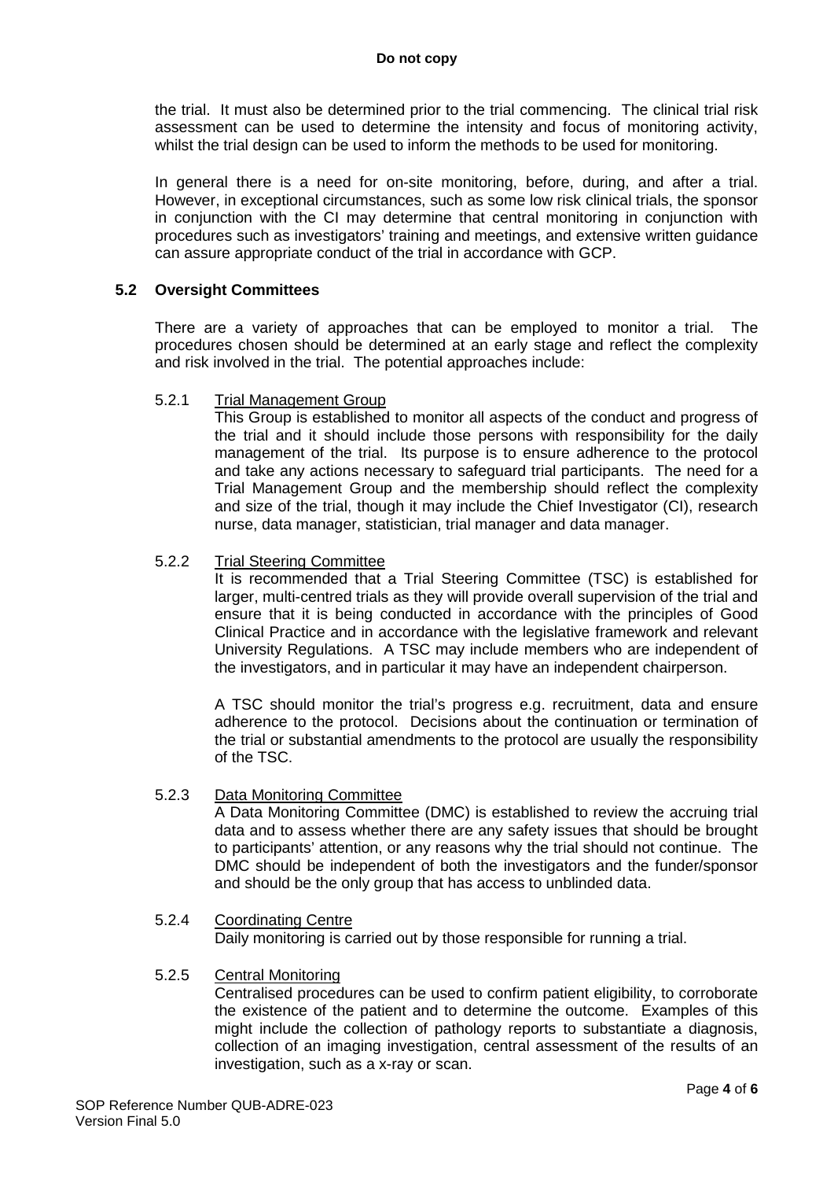the trial. It must also be determined prior to the trial commencing. The clinical trial risk assessment can be used to determine the intensity and focus of monitoring activity, whilst the trial design can be used to inform the methods to be used for monitoring.

In general there is a need for on-site monitoring, before, during, and after a trial. However, in exceptional circumstances, such as some low risk clinical trials, the sponsor in conjunction with the CI may determine that central monitoring in conjunction with procedures such as investigators' training and meetings, and extensive written guidance can assure appropriate conduct of the trial in accordance with GCP.

### 5.2 Oversight Committees

There are a variety of approaches that can be employed to monitor a trial. The procedures chosen should be determined at an early stage and reflect the complexity and risk involved in the trial. The potential approaches include:

5.2.1 Trial Management Group

This Group is established to monitor all aspects of the conduct and progress of the trial and it should include those persons with responsibility for the daily management of the trial. Its purpose is to ensure adherence to the protocol and take any actions necessary to safeguard trial participants. The need for a Trial Management Group and the membership should reflect the complexity and size of the trial, though it may include the Chief Investigator (CI), research nurse, data manager, statistician, trial manager and data manager.

5.2.2 Trial Steering Committee

It is recommended that a Trial Steering Committee (TSC) is established for larger, multi-centred trials as they will provide overall supervision of the trial and ensure that it is being conducted in accordance with the principles of Good Clinical Practice and in accordance with the legislative framework and relevant University Regulations. A TSC may include members who are independent of the investigators, and in particular it may have an independent chairperson.

A TSC should monitor the trial's progress e.g. recruitment, data and ensure adherence to the protocol. Decisions about the continuation or termination of the trial or substantial amendments to the protocol are usually the responsibility of the TSC.

5.2.3 Data Monitoring Committee

A Data Monitoring Committee (DMC) is established to review the accruing trial data and to assess whether there are any safety issues that should be brought to participants' attention, or any reasons why the trial should not continue. The DMC should be independent of both the investigators and the funder/sponsor and should be the only group that has access to unblinded data.

5.2.4 Coordinating Centre

Daily monitoring is carried out by those responsible for running a trial.

5.2.5 Central Monitoring

Centralised procedures can be used to confirm patient eligibility, to corroborate the existence of the patient and to determine the outcome. Examples of this might include the collection of pathology reports to substantiate a diagnosis, collection of an imaging investigation, central assessment of the results of an investigation, such as a x-ray or scan.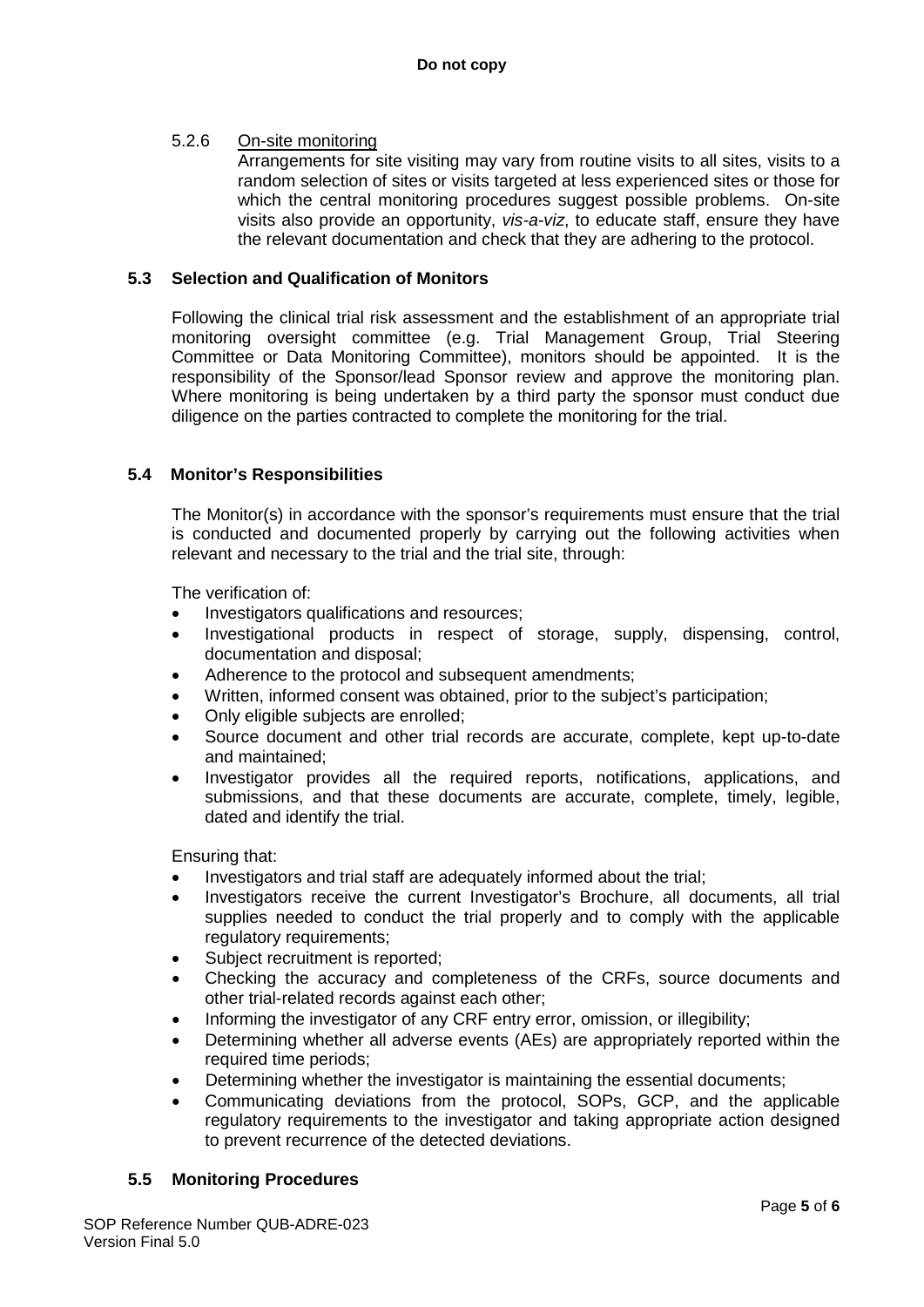5.2.6 On-site monitoring

Arrangements for site visiting may vary from routine visits to all sites, visits to a random selection of sites or visits targeted at less experienced sites or those for which the central monitoring procedures suggest possible problems. On-site visits also provide an opportunity, *vis-a-viz*, to educate staff, ensure they have the relevant documentation and check that they are adhering to the protocol.

### 5.3 Selection and Qualification of Monitors

Following the clinical trial risk assessment and the establishment of an appropriate trial monitoring oversight committee (e.g. Trial Management Group, Trial Steering Committee or Data Monitoring Committee), monitors should be appointed. It is the responsibility of the Sponsor/lead Sponsor review and approve the monitoring plan. Where monitoring is being undertaken by a third party the sponsor must conduct due diligence on the parties contracted to complete the monitoring for the trial.

### 5.4 Monitor's Responsibilities

The Monitor(s) in accordance with the sponsor's requirements must ensure that the trial is conducted and documented properly by carrying out the following activities when relevant and necessary to the trial and the trial site, through:

The verification of:

- Investigators qualifications and resources;
- Investigational products in respect of storage, supply, dispensing, control, documentation and disposal;
- Adherence to the protocol and subsequent amendments;
- Written, informed consent was obtained, prior to the subject's participation;
- Only eligible subjects are enrolled;
- Source document and other trial records are accurate, complete, kept up-to-date and maintained;
- Investigator provides all the required reports, notifications, applications, and submissions, and that these documents are accurate, complete, timely, legible, dated and identify the trial.

Ensuring that:

- Investigators and trial staff are adequately informed about the trial;
- Investigators receive the current Investigator's Brochure, all documents, all trial supplies needed to conduct the trial properly and to comply with the applicable regulatory requirements;
- Subject recruitment is reported;
- Checking the accuracy and completeness of the CRFs, source documents and other trial-related records against each other;
- Informing the investigator of any CRF entry error, omission, or illegibility;
- Determining whether all adverse events (AEs) are appropriately reported within the required time periods;
- Determining whether the investigator is maintaining the essential documents;
- Communicating deviations from the protocol, SOPs, GCP, and the applicable regulatory requirements to the investigator and taking appropriate action designed to prevent recurrence of the detected deviations.

### 5.5 Monitoring Procedures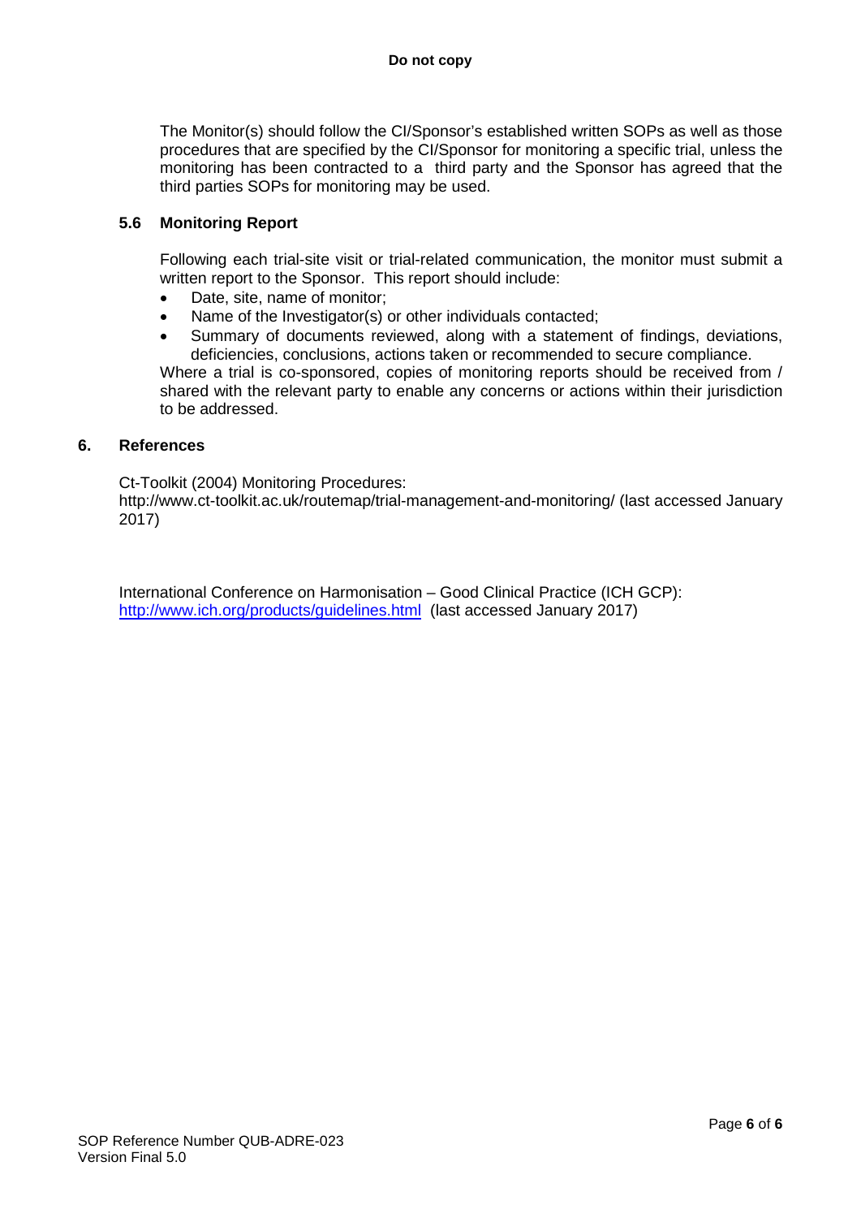The Monitor(s) should follow the CI/Sponsor's established written SOPs as well as those procedures that are specified by the CI/Sponsor for monitoring a specific trial, unless the monitoring has been contracted to a third party and the Sponsor has agreed that the third parties SOPs for monitoring may be used.

### 5.6 Monitoring Report

Following each trial-site visit or trial-related communication, the monitor must submit a written report to the Sponsor. This report should include:

- Date, site, name of monitor;
- Name of the Investigator(s) or other individuals contacted;
- Summary of documents reviewed, along with a statement of findings, deviations, deficiencies, conclusions, actions taken or recommended to secure compliance.

Where a trial is co-sponsored, copies of monitoring reports should be received from / shared with the relevant party to enable any concerns or actions within their jurisdiction to be addressed.

## 6. References

Ct-Toolkit (2004) Monitoring Procedures: http://www.ct-toolkit.ac.uk/routemap/trial-management-and-monitoring/ (last accessed January 2017)

International Conference on Harmonisation – Good Clinical Practice (ICH GCP): http://www.ich.org/products/guidelines.html (last accessed January 2017)